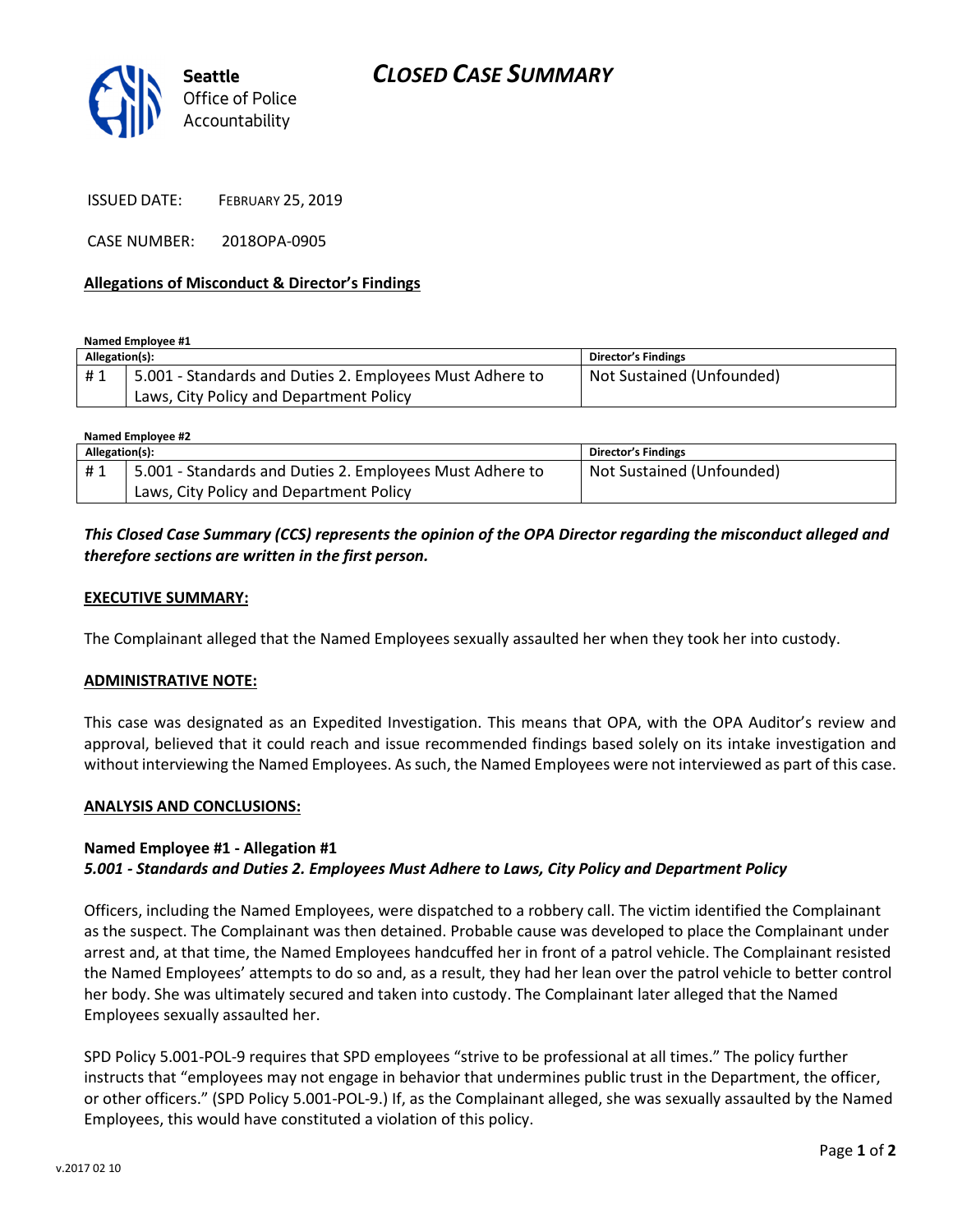# CLOSED CASE SUMMARY

Seattle Office of Police Accountability

ISSUED DATE: FEBRUARY 25, 2019

CASE NUMBER: 2018OPA-0905

## Allegations of Misconduct & Director's Findings

**Named Employee #1**

| Allegation(s): | | Director's Findings |
|---|---|---|
| # 1 | 5.001 - Standards and Duties 2. Employees Must Adhere to Laws, City Policy and Department Policy | Not Sustained (Unfounded) |

**Named Employee #2**

| Allegation(s): | | Director's Findings |
|---|---|---|
| # 1 | 5.001 - Standards and Duties 2. Employees Must Adhere to Laws, City Policy and Department Policy | Not Sustained (Unfounded) |

***This Closed Case Summary (CCS) represents the opinion of the OPA Director regarding the misconduct alleged and therefore sections are written in the first person.***

**EXECUTIVE SUMMARY:**

The Complainant alleged that the Named Employees sexually assaulted her when they took her into custody.

**ADMINISTRATIVE NOTE:**

This case was designated as an Expedited Investigation. This means that OPA, with the OPA Auditor's review and approval, believed that it could reach and issue recommended findings based solely on its intake investigation and without interviewing the Named Employees. As such, the Named Employees were not interviewed as part of this case.

**ANALYSIS AND CONCLUSIONS:**

**Named Employee #1 - Allegation #1**
***5.001 - Standards and Duties 2. Employees Must Adhere to Laws, City Policy and Department Policy***

Officers, including the Named Employees, were dispatched to a robbery call. The victim identified the Complainant as the suspect. The Complainant was then detained. Probable cause was developed to place the Complainant under arrest and, at that time, the Named Employees handcuffed her in front of a patrol vehicle. The Complainant resisted the Named Employees' attempts to do so and, as a result, they had her lean over the patrol vehicle to better control her body. She was ultimately secured and taken into custody. The Complainant later alleged that the Named Employees sexually assaulted her.

SPD Policy 5.001-POL-9 requires that SPD employees "strive to be professional at all times." The policy further instructs that "employees may not engage in behavior that undermines public trust in the Department, the officer, or other officers." (SPD Policy 5.001-POL-9.) If, as the Complainant alleged, she was sexually assaulted by the Named Employees, this would have constituted a violation of this policy.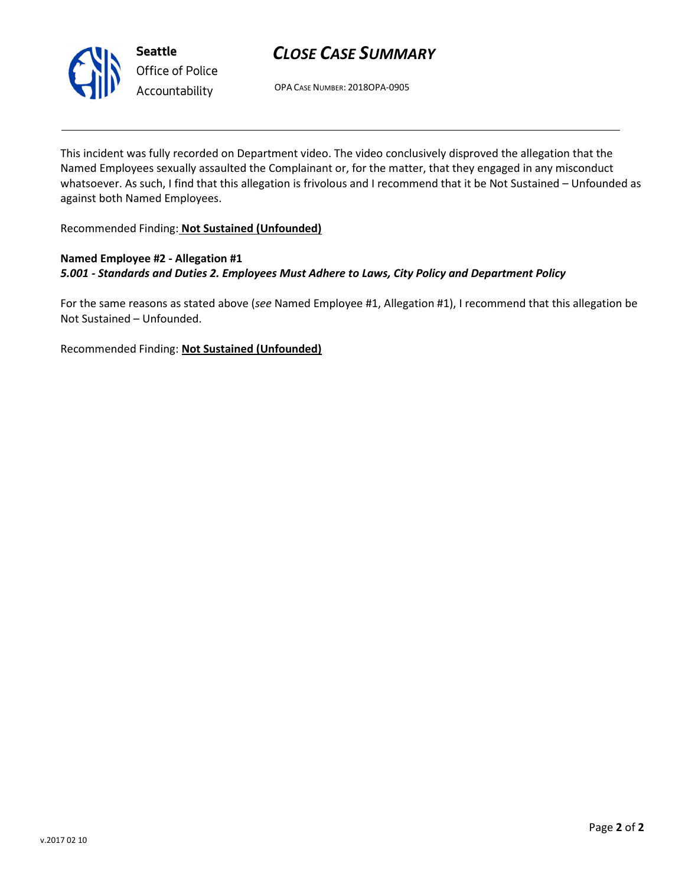This incident was fully recorded on Department video. The video conclusively disproved the allegation that the Named Employees sexually assaulted the Complainant or, for the matter, that they engaged in any misconduct whatsoever. As such, I find that this allegation is frivolous and I recommend that it be Not Sustained – Unfounded as against both Named Employees.

Recommended Finding: **Not Sustained (Unfounded)**

**Named Employee #2 - Allegation #1**
***5.001 - Standards and Duties 2. Employees Must Adhere to Laws, City Policy and Department Policy***

For the same reasons as stated above (*see* Named Employee #1, Allegation #1), I recommend that this allegation be Not Sustained – Unfounded.

Recommended Finding: **Not Sustained (Unfounded)**